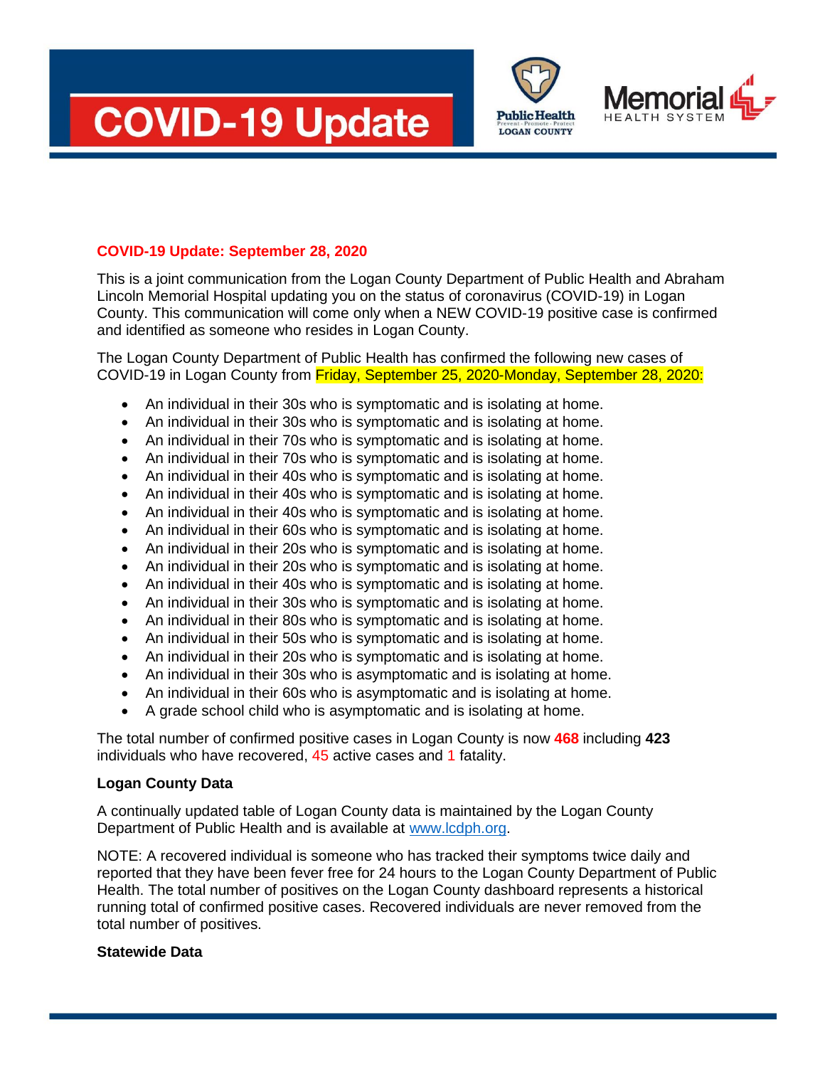# COVID-19 Update

## COVID-19 Update: September 28, 2020

This is a joint communication from the Logan County Department of Public Health and Abraham Lincoln Memorial Hospital updating you on the status of coronavirus (COVID-19) in Logan County. This communication will come only when a NEW COVID-19 positive case is confirmed and identified as someone who resides in Logan County.

The Logan County Department of Public Health has confirmed the following new cases of COVID-19 in Logan County from Friday, September 25, 2020-Monday, September 28, 2020:

- An individual in their 30s who is symptomatic and is isolating at home.
- An individual in their 30s who is symptomatic and is isolating at home.
- An individual in their 70s who is symptomatic and is isolating at home.
- An individual in their 70s who is symptomatic and is isolating at home.
- An individual in their 40s who is symptomatic and is isolating at home.
- An individual in their 40s who is symptomatic and is isolating at home.
- An individual in their 40s who is symptomatic and is isolating at home.
- An individual in their 60s who is symptomatic and is isolating at home.
- An individual in their 20s who is symptomatic and is isolating at home.
- An individual in their 20s who is symptomatic and is isolating at home.
- An individual in their 40s who is symptomatic and is isolating at home.
- An individual in their 30s who is symptomatic and is isolating at home.
- An individual in their 80s who is symptomatic and is isolating at home.
- An individual in their 50s who is symptomatic and is isolating at home.
- An individual in their 20s who is symptomatic and is isolating at home.
- An individual in their 30s who is asymptomatic and is isolating at home.
- An individual in their 60s who is asymptomatic and is isolating at home.
- A grade school child who is asymptomatic and is isolating at home.

The total number of confirmed positive cases in Logan County is now **468** including **423** individuals who have recovered, 45 active cases and 1 fatality.

**Logan County Data**

A continually updated table of Logan County data is maintained by the Logan County Department of Public Health and is available at [www.lcdph.org](http://www.lcdph.org).

NOTE: A recovered individual is someone who has tracked their symptoms twice daily and reported that they have been fever free for 24 hours to the Logan County Department of Public Health. The total number of positives on the Logan County dashboard represents a historical running total of confirmed positive cases. Recovered individuals are never removed from the total number of positives.

**Statewide Data**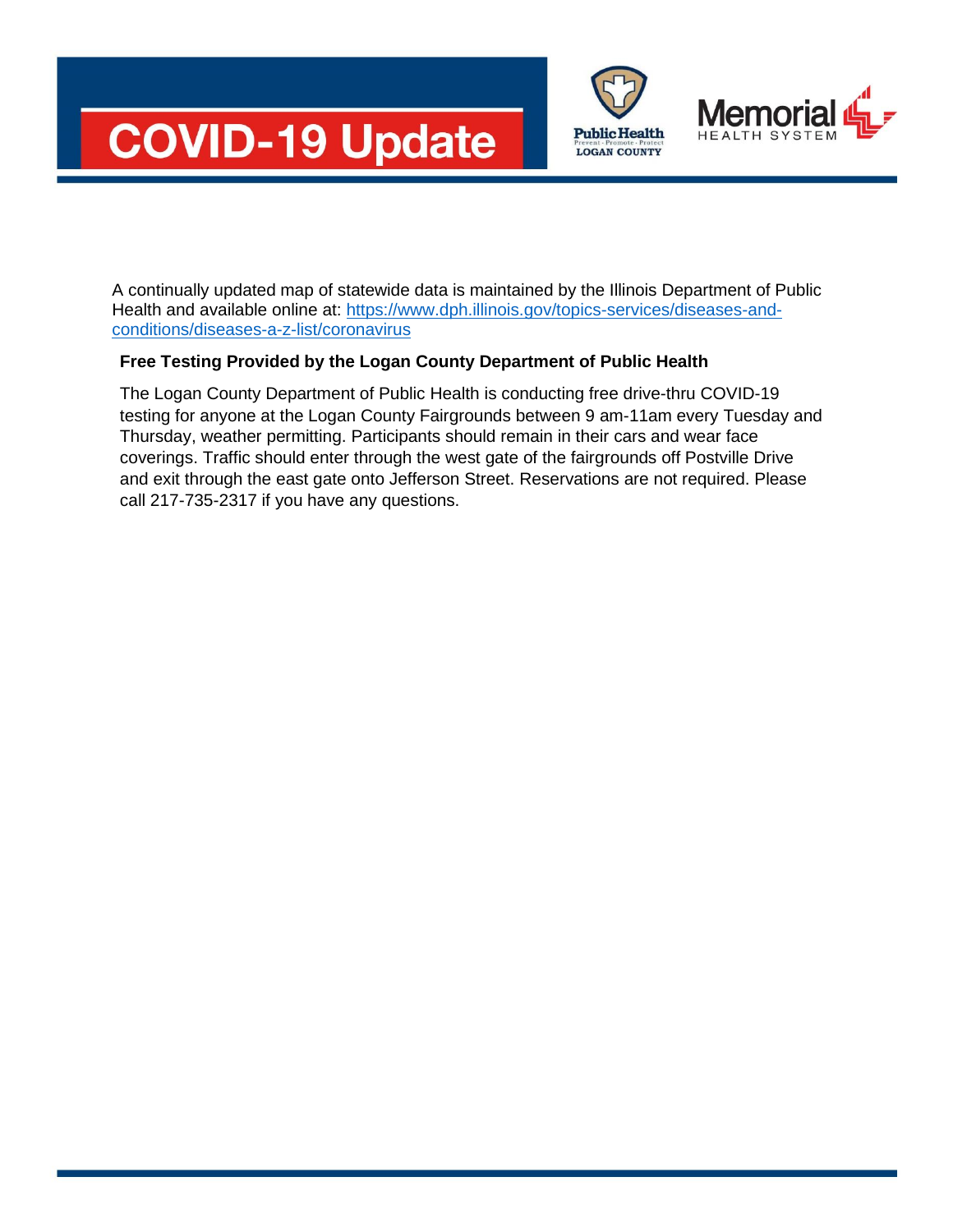A continually updated map of statewide data is maintained by the Illinois Department of Public Health and available online at: https://www.dph.illinois.gov/topics-services/diseases-and-conditions/diseases-a-z-list/coronavirus

**Free Testing Provided by the Logan County Department of Public Health**

The Logan County Department of Public Health is conducting free drive-thru COVID-19 testing for anyone at the Logan County Fairgrounds between 9 am-11am every Tuesday and Thursday, weather permitting. Participants should remain in their cars and wear face coverings. Traffic should enter through the west gate of the fairgrounds off Postville Drive and exit through the east gate onto Jefferson Street. Reservations are not required. Please call 217-735-2317 if you have any questions.